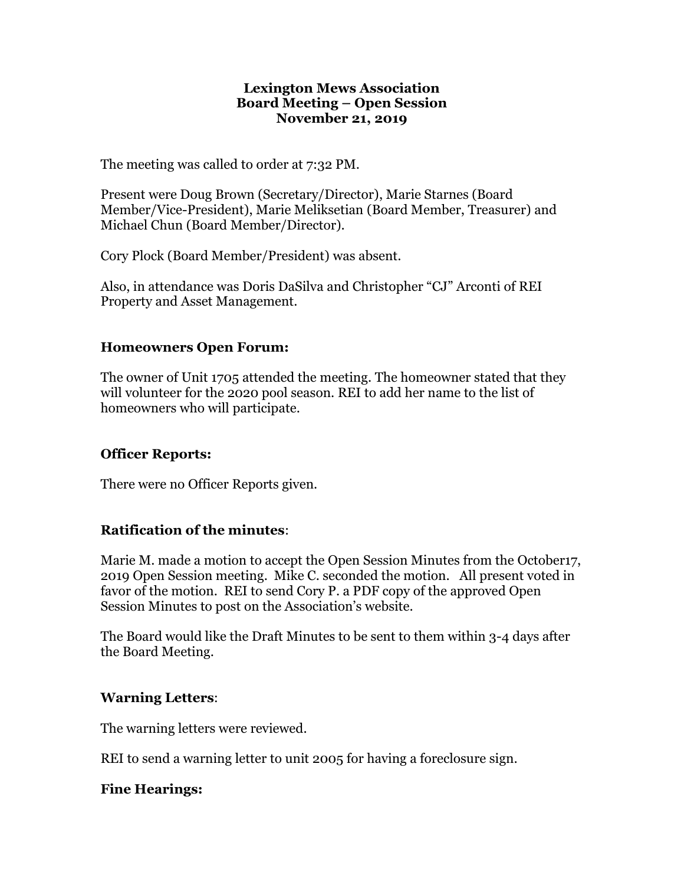# Lexington Mews Association
## Board Meeting – Open Session
## November 21, 2019

The meeting was called to order at 7:32 PM.

Present were Doug Brown (Secretary/Director), Marie Starnes (Board Member/Vice-President), Marie Meliksetian (Board Member, Treasurer) and Michael Chun (Board Member/Director).

Cory Plock (Board Member/President) was absent.

Also, in attendance was Doris DaSilva and Christopher "CJ" Arconti of REI Property and Asset Management.

### Homeowners Open Forum:

The owner of Unit 1705 attended the meeting. The homeowner stated that they will volunteer for the 2020 pool season. REI to add her name to the list of homeowners who will participate.

### Officer Reports:

There were no Officer Reports given.

### Ratification of the minutes:

Marie M. made a motion to accept the Open Session Minutes from the October17, 2019 Open Session meeting. Mike C. seconded the motion. All present voted in favor of the motion. REI to send Cory P. a PDF copy of the approved Open Session Minutes to post on the Association's website.

The Board would like the Draft Minutes to be sent to them within 3-4 days after the Board Meeting.

### Warning Letters:

The warning letters were reviewed.

REI to send a warning letter to unit 2005 for having a foreclosure sign.

### Fine Hearings: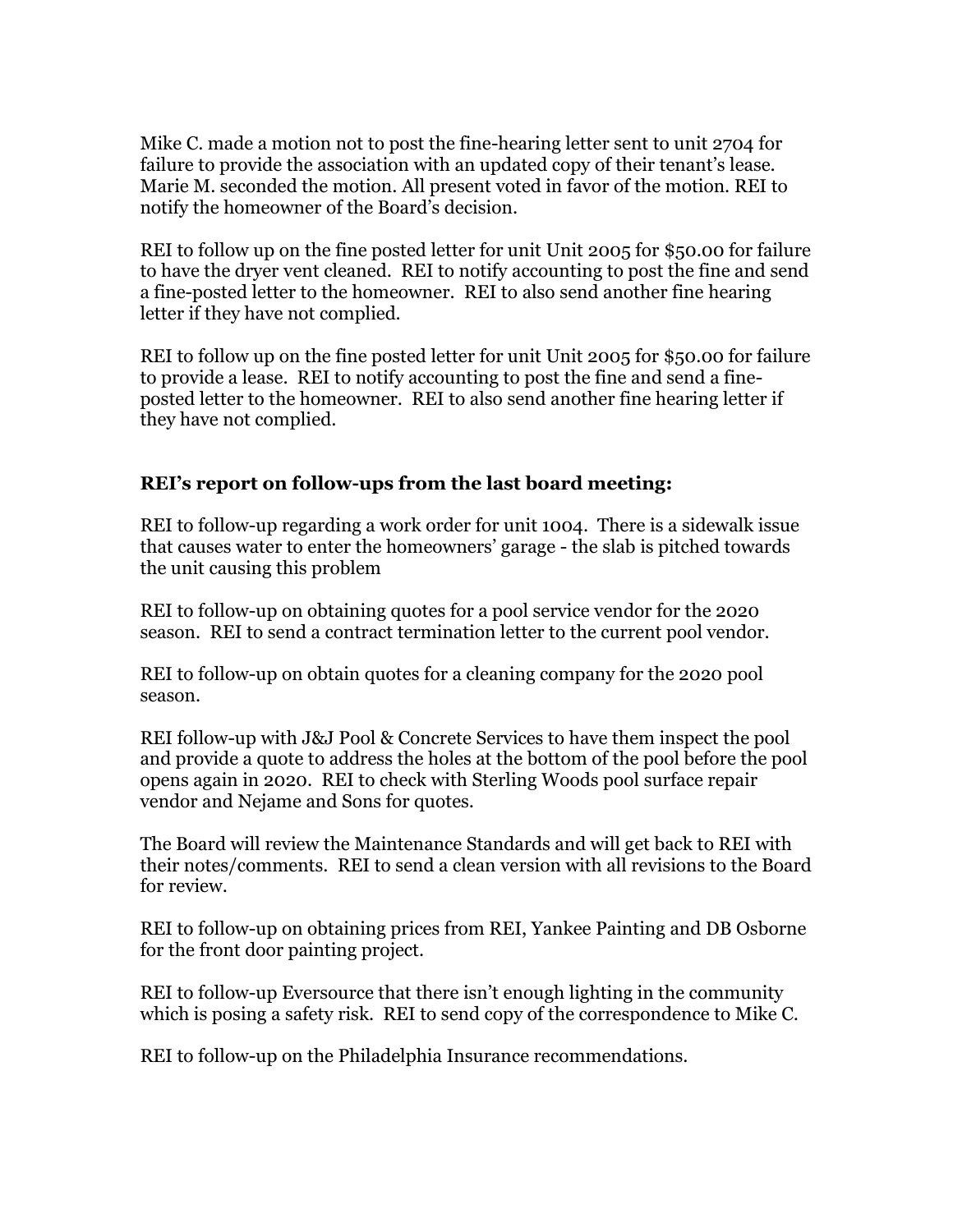Mike C. made a motion not to post the fine-hearing letter sent to unit 2704 for failure to provide the association with an updated copy of their tenant's lease. Marie M. seconded the motion. All present voted in favor of the motion. REI to notify the homeowner of the Board's decision.

REI to follow up on the fine posted letter for unit Unit 2005 for $50.00 for failure to have the dryer vent cleaned. REI to notify accounting to post the fine and send a fine-posted letter to the homeowner. REI to also send another fine hearing letter if they have not complied.

REI to follow up on the fine posted letter for unit Unit 2005 for $50.00 for failure to provide a lease. REI to notify accounting to post the fine and send a fine-posted letter to the homeowner. REI to also send another fine hearing letter if they have not complied.

### REI's report on follow-ups from the last board meeting:

REI to follow-up regarding a work order for unit 1004. There is a sidewalk issue that causes water to enter the homeowners' garage - the slab is pitched towards the unit causing this problem

REI to follow-up on obtaining quotes for a pool service vendor for the 2020 season. REI to send a contract termination letter to the current pool vendor.

REI to follow-up on obtain quotes for a cleaning company for the 2020 pool season.

REI follow-up with J&J Pool & Concrete Services to have them inspect the pool and provide a quote to address the holes at the bottom of the pool before the pool opens again in 2020. REI to check with Sterling Woods pool surface repair vendor and Nejame and Sons for quotes.

The Board will review the Maintenance Standards and will get back to REI with their notes/comments. REI to send a clean version with all revisions to the Board for review.

REI to follow-up on obtaining prices from REI, Yankee Painting and DB Osborne for the front door painting project.

REI to follow-up Eversource that there isn't enough lighting in the community which is posing a safety risk. REI to send copy of the correspondence to Mike C.

REI to follow-up on the Philadelphia Insurance recommendations.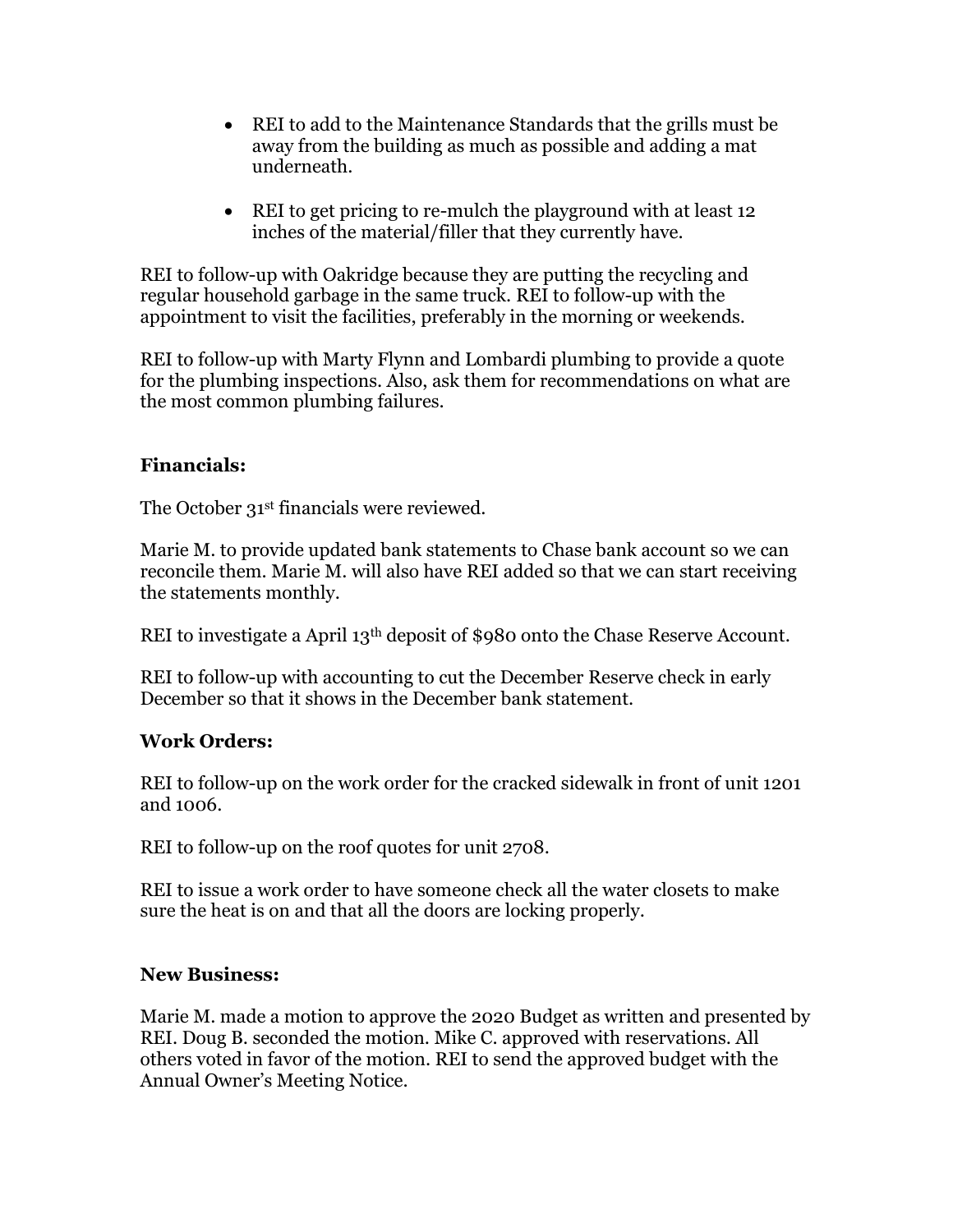- REI to add to the Maintenance Standards that the grills must be away from the building as much as possible and adding a mat underneath.

- REI to get pricing to re-mulch the playground with at least 12 inches of the material/filler that they currently have.

REI to follow-up with Oakridge because they are putting the recycling and regular household garbage in the same truck. REI to follow-up with the appointment to visit the facilities, preferably in the morning or weekends.

REI to follow-up with Marty Flynn and Lombardi plumbing to provide a quote for the plumbing inspections. Also, ask them for recommendations on what are the most common plumbing failures.

**Financials:**

The October 31st financials were reviewed.

Marie M. to provide updated bank statements to Chase bank account so we can reconcile them. Marie M. will also have REI added so that we can start receiving the statements monthly.

REI to investigate a April 13th deposit of $980 onto the Chase Reserve Account.

REI to follow-up with accounting to cut the December Reserve check in early December so that it shows in the December bank statement.

**Work Orders:**

REI to follow-up on the work order for the cracked sidewalk in front of unit 1201 and 1006.

REI to follow-up on the roof quotes for unit 2708.

REI to issue a work order to have someone check all the water closets to make sure the heat is on and that all the doors are locking properly.

**New Business:**

Marie M. made a motion to approve the 2020 Budget as written and presented by REI. Doug B. seconded the motion. Mike C. approved with reservations. All others voted in favor of the motion. REI to send the approved budget with the Annual Owner's Meeting Notice.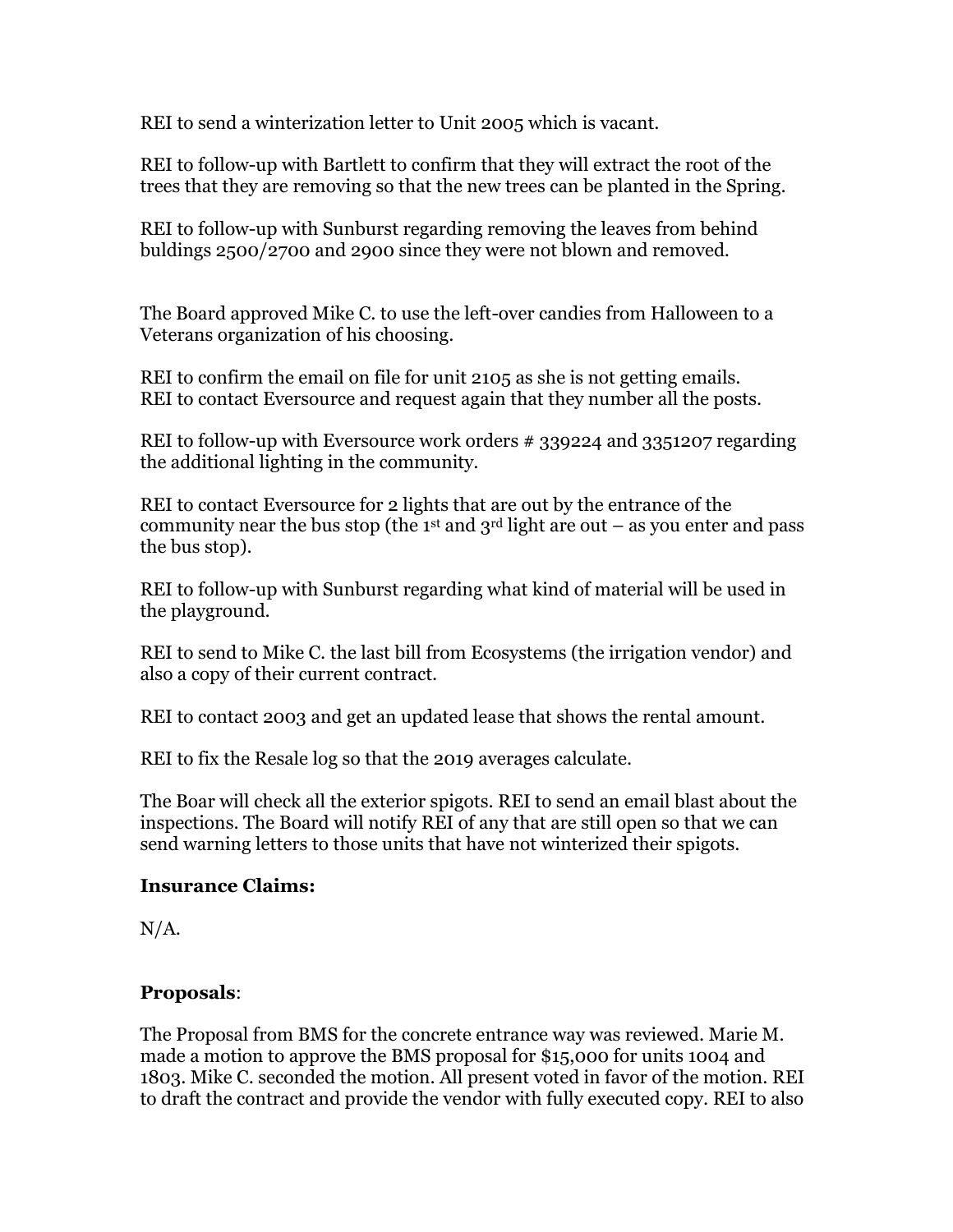REI to send a winterization letter to Unit 2005 which is vacant.

REI to follow-up with Bartlett to confirm that they will extract the root of the trees that they are removing so that the new trees can be planted in the Spring.

REI to follow-up with Sunburst regarding removing the leaves from behind buldings 2500/2700 and 2900 since they were not blown and removed.

The Board approved Mike C. to use the left-over candies from Halloween to a Veterans organization of his choosing.

REI to confirm the email on file for unit 2105 as she is not getting emails.
REI to contact Eversource and request again that they number all the posts.

REI to follow-up with Eversource work orders # 339224 and 3351207 regarding the additional lighting in the community.

REI to contact Eversource for 2 lights that are out by the entrance of the community near the bus stop (the 1st and 3rd light are out – as you enter and pass the bus stop).

REI to follow-up with Sunburst regarding what kind of material will be used in the playground.

REI to send to Mike C. the last bill from Ecosystems (the irrigation vendor) and also a copy of their current contract.

REI to contact 2003 and get an updated lease that shows the rental amount.

REI to fix the Resale log so that the 2019 averages calculate.

The Boar will check all the exterior spigots. REI to send an email blast about the inspections. The Board will notify REI of any that are still open so that we can send warning letters to those units that have not winterized their spigots.

**Insurance Claims:**

N/A.

**Proposals**:

The Proposal from BMS for the concrete entrance way was reviewed. Marie M. made a motion to approve the BMS proposal for $15,000 for units 1004 and 1803. Mike C. seconded the motion. All present voted in favor of the motion. REI to draft the contract and provide the vendor with fully executed copy. REI to also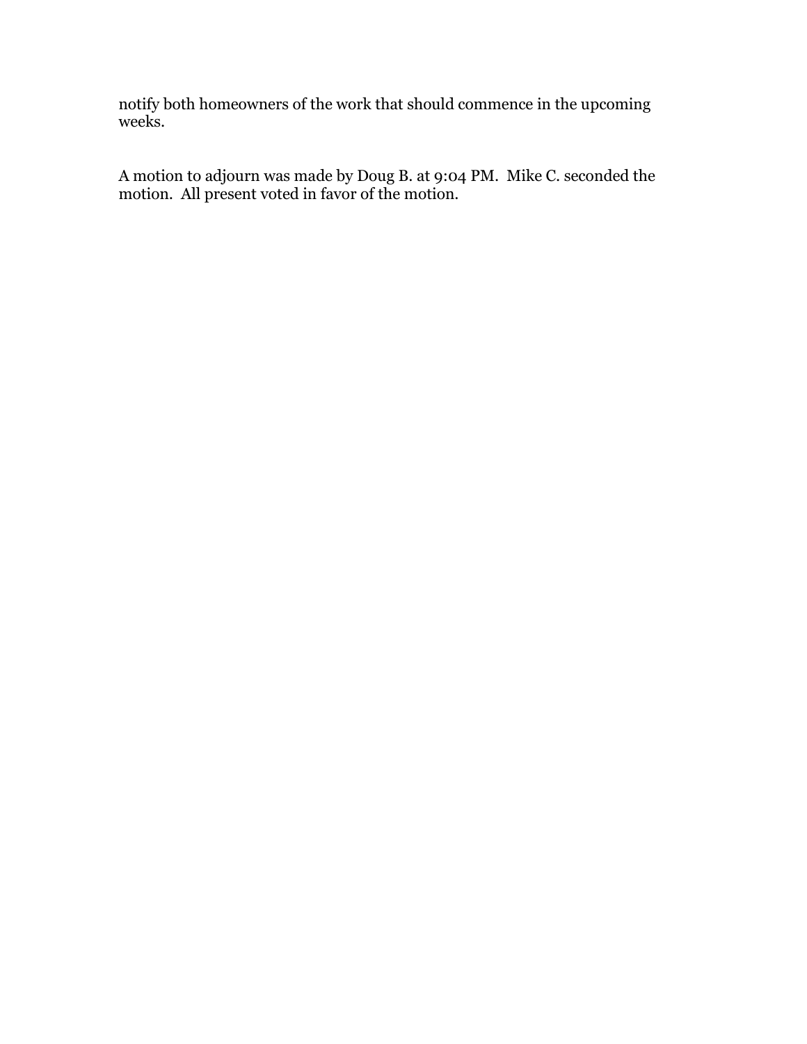notify both homeowners of the work that should commence in the upcoming weeks.

A motion to adjourn was made by Doug B. at 9:04 PM. Mike C. seconded the motion. All present voted in favor of the motion.